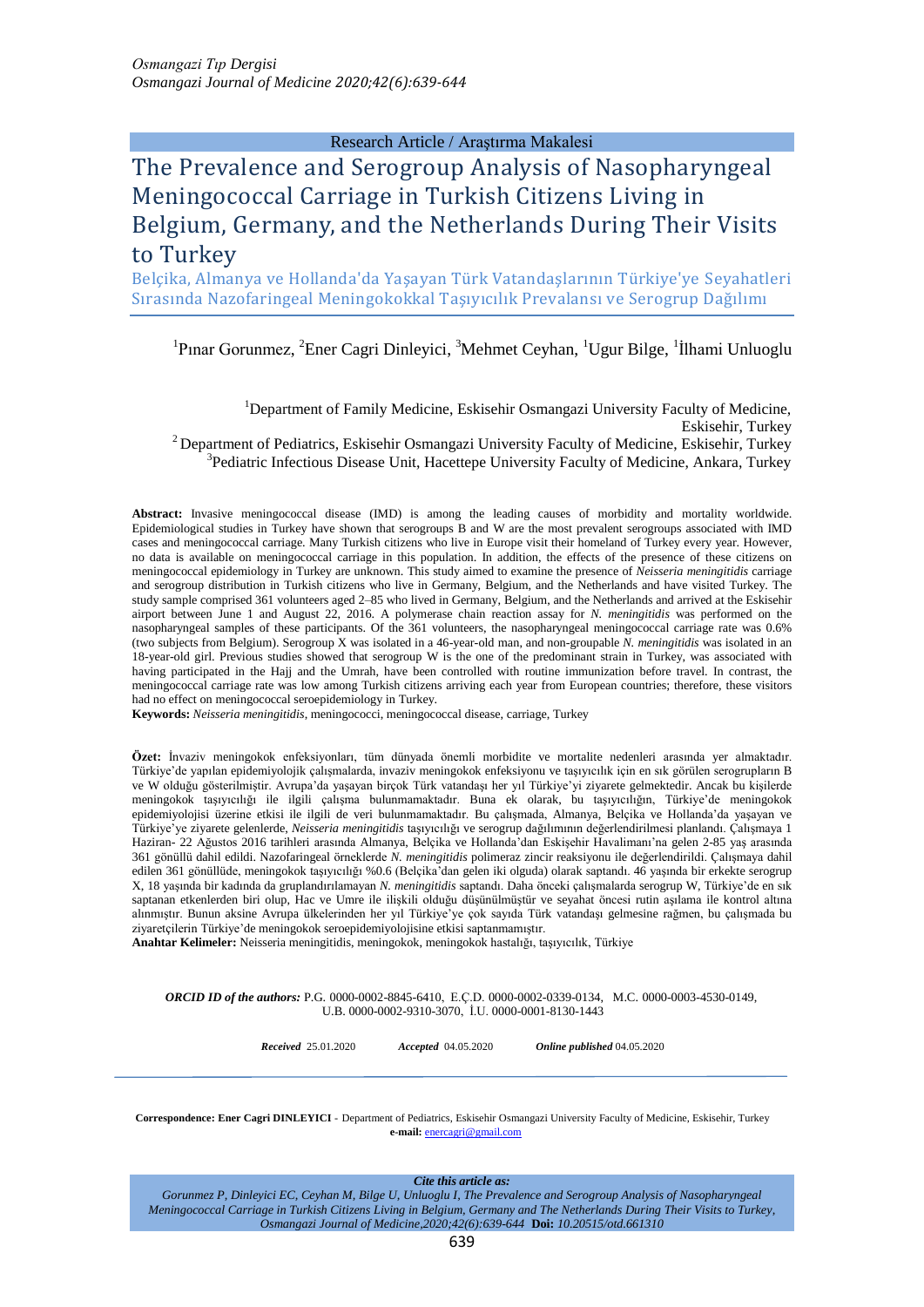Research Article / Araştırma Makalesi

# The Prevalence and Serogroup Analysis of Nasopharyngeal Meningococcal Carriage in Turkish Citizens Living in Belgium, Germany, and the Netherlands During Their Visits to Turkey

## Belçika, Almanya ve Hollanda'da Yaşayan Türk Vatandaşlarının Türkiye'ye Seyahatleri Sırasında Nazofaringeal Meningokokkal Taşıyıcılık Prevalansı ve Serogrup Dağılımı

[1]Pınar Gorunmez, [2]Ener Cagri Dinleyici, [3]Mehmet Ceyhan, [1]Ugur Bilge, [1]İlhami Unluoglu

[1]Department of Family Medicine, Eskisehir Osmangazi University Faculty of Medicine, Eskisehir, Turkey
[2]Department of Pediatrics, Eskisehir Osmangazi University Faculty of Medicine, Eskisehir, Turkey
[3]Pediatric Infectious Disease Unit, Hacettepe University Faculty of Medicine, Ankara, Turkey

**Abstract:** Invasive meningococcal disease (IMD) is among the leading causes of morbidity and mortality worldwide. Epidemiological studies in Turkey have shown that serogroups B and W are the most prevalent serogroups associated with IMD cases and meningococcal carriage. Many Turkish citizens who live in Europe visit their homeland of Turkey every year. However, no data is available on meningococcal carriage in this population. In addition, the effects of the presence of these citizens on meningococcal epidemiology in Turkey are unknown. This study aimed to examine the presence of *Neisseria meningitidis* carriage and serogroup distribution in Turkish citizens who live in Germany, Belgium, and the Netherlands and have visited Turkey. The study sample comprised 361 volunteers aged 2–85 who lived in Germany, Belgium, and the Netherlands and arrived at the Eskisehir airport between June 1 and August 22, 2016. A polymerase chain reaction assay for *N. meningitidis* was performed on the nasopharyngeal samples of these participants. Of the 361 volunteers, the nasopharyngeal meningococcal carriage rate was 0.6% (two subjects from Belgium). Serogroup X was isolated in a 46-year-old man, and non-groupable *N. meningitidis* was isolated in an 18-year-old girl. Previous studies showed that serogroup W is the one of the predominant strain in Turkey, was associated with having participated in the Hajj and the Umrah, have been controlled with routine immunization before travel. In contrast, the meningococcal carriage rate was low among Turkish citizens arriving each year from European countries; therefore, these visitors had no effect on meningococcal seroepidemiology in Turkey.

**Keywords:** *Neisseria meningitidis*, meningococci, meningococcal disease, carriage, Turkey

**Özet:** İnvaziv meningokok enfeksiyonları, tüm dünyada önemli morbidite ve mortalite nedenleri arasında yer almaktadır. Türkiye'de yapılan epidemiyolojik çalışmalarda, invaziv meningokok enfeksiyonu ve taşıyıcılık için en sık görülen serogrupların B ve W olduğu gösterilmiştir. Avrupa'da yaşayan birçok Türk vatandaşı her yıl Türkiye'yi ziyarete gelmektedir. Ancak bu kişilerde meningokok taşıyıcılığı ile ilgili çalışma bulunmamaktadır. Buna ek olarak, bu taşıyıcılığın, Türkiye'de meningokok epidemiyolojisi üzerine etkisi ile ilgili de veri bulunmamaktadır. Bu çalışmada, Almanya, Belçika ve Hollanda'da yaşayan ve Türkiye'ye ziyarete gelenlerde, *Neisseria meningitidis* taşıyıcılığı ve serogrup dağılımının değerlendirilmesi planlandı. Çalışmaya 1 Haziran- 22 Ağustos 2016 tarihleri arasında Almanya, Belçika ve Hollanda'dan Eskişehir Havalimanı'na gelen 2-85 yaş arasında 361 gönüllü dahil edildi. Nazofaringeal örneklerde *N. meningitidis* polimeraz zincir reaksiyonu ile değerlendirildi. Çalışmaya dahil edilen 361 gönüllüde, meningokok taşıyıcılığı %0.6 (Belçika'dan gelen iki olguda) olarak saptandı. 46 yaşında bir erkekte serogrup X, 18 yaşında bir kadında da gruplandırılamayan *N. meningitidis* saptandı. Daha önceki çalışmalarda serogrup W, Türkiye'de en sık saptanan etkenlerden biri olup, Hac ve Umre ile ilişkili olduğu düşünülmüştür ve seyahat öncesi rutin aşılama ile kontrol altına alınmıştır. Bunun aksine Avrupa ülkelerinden her yıl Türkiye'ye çok sayıda Türk vatandaşı gelmesine rağmen, bu çalışmada bu ziyaretçilerin Türkiye'de meningokok seroepidemiyolojisine etkisi saptanmamıştır.

**Anahtar Kelimeler:** Neisseria meningitidis, meningokok, meningokok hastalığı, taşıyıcılık, Türkiye

***ORCID ID of the authors:*** P.G. 0000-0002-8845-6410, E.Ç.D. 0000-0002-0339-0134, M.C. 0000-0003-4530-0149, U.B. 0000-0002-9310-3070, İ.U. 0000-0001-8130-1443

***Received*** 25.01.2020 ***Accepted*** 04.05.2020 ***Online published*** 04.05.2020

**Correspondence: Ener Cagri DINLEYICI** - Department of Pediatrics, Eskisehir Osmangazi University Faculty of Medicine, Eskisehir, Turkey
**e-mail:** enercagri@gmail.com

***Cite this article as:***
*Gorunmez P, Dinleyici EC, Ceyhan M, Bilge U, Unluoglu I, The Prevalence and Serogroup Analysis of Nasopharyngeal Meningococcal Carriage in Turkish Citizens Living in Belgium, Germany and The Netherlands During Their Visits to Turkey, Osmangazi Journal of Medicine,2020;42(6):639-644* **Doi:** *10.20515/otd.661310*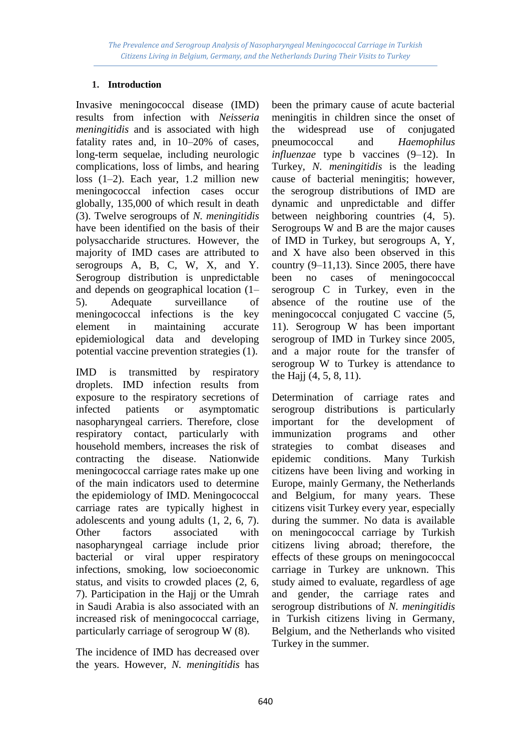## 1. Introduction

Invasive meningococcal disease (IMD) results from infection with *Neisseria meningitidis* and is associated with high fatality rates and, in 10–20% of cases, long-term sequelae, including neurologic complications, loss of limbs, and hearing loss (1–2). Each year, 1.2 million new meningococcal infection cases occur globally, 135,000 of which result in death (3). Twelve serogroups of *N. meningitidis* have been identified on the basis of their polysaccharide structures. However, the majority of IMD cases are attributed to serogroups A, B, C, W, X, and Y. Serogroup distribution is unpredictable and depends on geographical location (1–5). Adequate surveillance of meningococcal infections is the key element in maintaining accurate epidemiological data and developing potential vaccine prevention strategies (1).

IMD is transmitted by respiratory droplets. IMD infection results from exposure to the respiratory secretions of infected patients or asymptomatic nasopharyngeal carriers. Therefore, close respiratory contact, particularly with household members, increases the risk of contracting the disease. Nationwide meningococcal carriage rates make up one of the main indicators used to determine the epidemiology of IMD. Meningococcal carriage rates are typically highest in adolescents and young adults (1, 2, 6, 7). Other factors associated with nasopharyngeal carriage include prior bacterial or viral upper respiratory infections, smoking, low socioeconomic status, and visits to crowded places (2, 6, 7). Participation in the Hajj or the Umrah in Saudi Arabia is also associated with an increased risk of meningococcal carriage, particularly carriage of serogroup W (8).

The incidence of IMD has decreased over the years. However, *N. meningitidis* has been the primary cause of acute bacterial meningitis in children since the onset of the widespread use of conjugated pneumococcal and *Haemophilus influenzae* type b vaccines (9–12). In Turkey, *N. meningitidis* is the leading cause of bacterial meningitis; however, the serogroup distributions of IMD are dynamic and unpredictable and differ between neighboring countries (4, 5). Serogroups W and B are the major causes of IMD in Turkey, but serogroups A, Y, and X have also been observed in this country (9–11,13). Since 2005, there have been no cases of meningococcal serogroup C in Turkey, even in the absence of the routine use of the meningococcal conjugated C vaccine (5, 11). Serogroup W has been important serogroup of IMD in Turkey since 2005, and a major route for the transfer of serogroup W to Turkey is attendance to the Hajj (4, 5, 8, 11).

Determination of carriage rates and serogroup distributions is particularly important for the development of immunization programs and other strategies to combat diseases and epidemic conditions. Many Turkish citizens have been living and working in Europe, mainly Germany, the Netherlands and Belgium, for many years. These citizens visit Turkey every year, especially during the summer. No data is available on meningococcal carriage by Turkish citizens living abroad; therefore, the effects of these groups on meningococcal carriage in Turkey are unknown. This study aimed to evaluate, regardless of age and gender, the carriage rates and serogroup distributions of *N. meningitidis* in Turkish citizens living in Germany, Belgium, and the Netherlands who visited Turkey in the summer.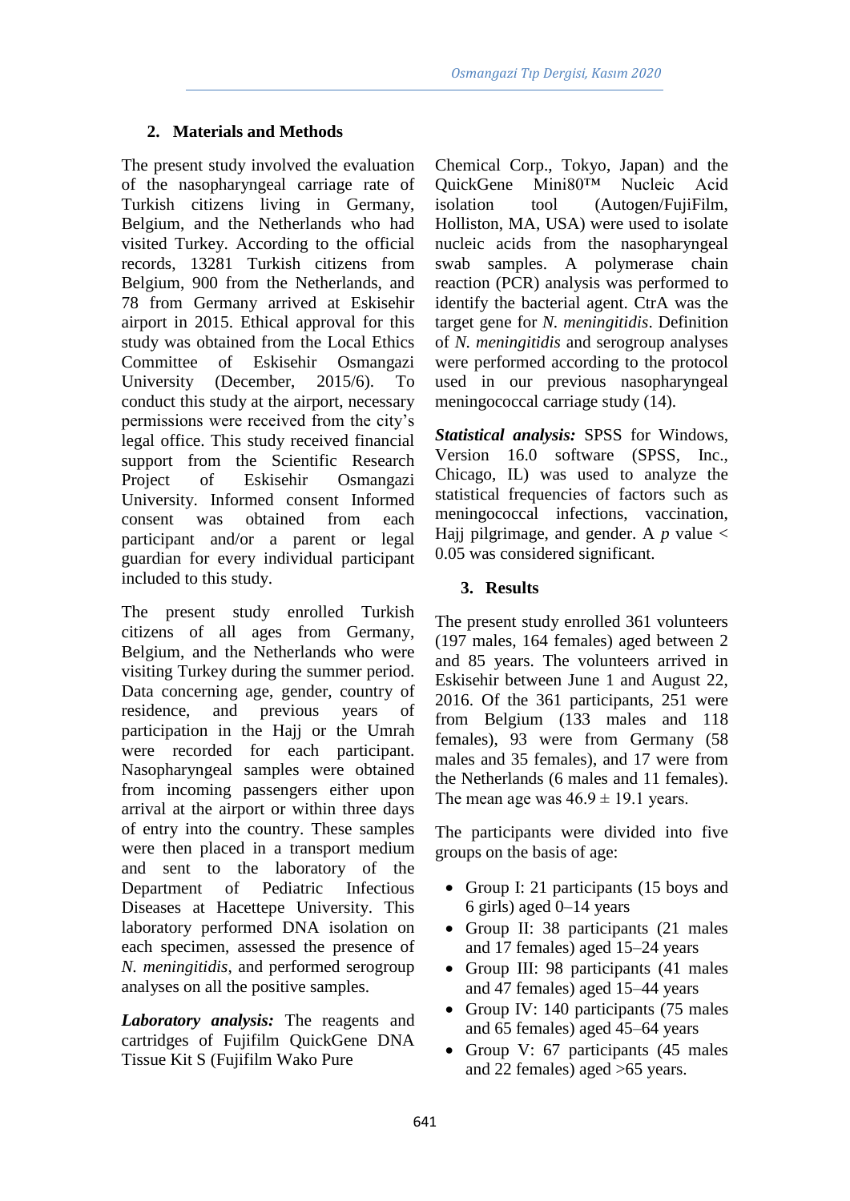## 2. Materials and Methods

The present study involved the evaluation of the nasopharyngeal carriage rate of Turkish citizens living in Germany, Belgium, and the Netherlands who had visited Turkey. According to the official records, 13281 Turkish citizens from Belgium, 900 from the Netherlands, and 78 from Germany arrived at Eskisehir airport in 2015. Ethical approval for this study was obtained from the Local Ethics Committee of Eskisehir Osmangazi University (December, 2015/6). To conduct this study at the airport, necessary permissions were received from the city's legal office. This study received financial support from the Scientific Research Project of Eskisehir Osmangazi University. Informed consent Informed consent was obtained from each participant and/or a parent or legal guardian for every individual participant included to this study.

The present study enrolled Turkish citizens of all ages from Germany, Belgium, and the Netherlands who were visiting Turkey during the summer period. Data concerning age, gender, country of residence, and previous years of participation in the Hajj or the Umrah were recorded for each participant. Nasopharyngeal samples were obtained from incoming passengers either upon arrival at the airport or within three days of entry into the country. These samples were then placed in a transport medium and sent to the laboratory of the Department of Pediatric Infectious Diseases at Hacettepe University. This laboratory performed DNA isolation on each specimen, assessed the presence of *N. meningitidis*, and performed serogroup analyses on all the positive samples.

***Laboratory analysis:*** The reagents and cartridges of Fujifilm QuickGene DNA Tissue Kit S (Fujifilm Wako Pure Chemical Corp., Tokyo, Japan) and the QuickGene Mini80™ Nucleic Acid isolation tool (Autogen/FujiFilm, Holliston, MA, USA) were used to isolate nucleic acids from the nasopharyngeal swab samples. A polymerase chain reaction (PCR) analysis was performed to identify the bacterial agent. CtrA was the target gene for *N. meningitidis*. Definition of *N. meningitidis* and serogroup analyses were performed according to the protocol used in our previous nasopharyngeal meningococcal carriage study (14).

***Statistical analysis:*** SPSS for Windows, Version 16.0 software (SPSS, Inc., Chicago, IL) was used to analyze the statistical frequencies of factors such as meningococcal infections, vaccination, Hajj pilgrimage, and gender. A $p$ value < 0.05 was considered significant.

## 3. Results

The present study enrolled 361 volunteers (197 males, 164 females) aged between 2 and 85 years. The volunteers arrived in Eskisehir between June 1 and August 22, 2016. Of the 361 participants, 251 were from Belgium (133 males and 118 females), 93 were from Germany (58 males and 35 females), and 17 were from the Netherlands (6 males and 11 females). The mean age was $46.9 \pm 19.1$ years.

The participants were divided into five groups on the basis of age:

- Group I: 21 participants (15 boys and 6 girls) aged 0–14 years
- Group II: 38 participants (21 males and 17 females) aged 15–24 years
- Group III: 98 participants (41 males and 47 females) aged 15–44 years
- Group IV: 140 participants (75 males and 65 females) aged 45–64 years
- Group V: 67 participants (45 males and 22 females) aged >65 years.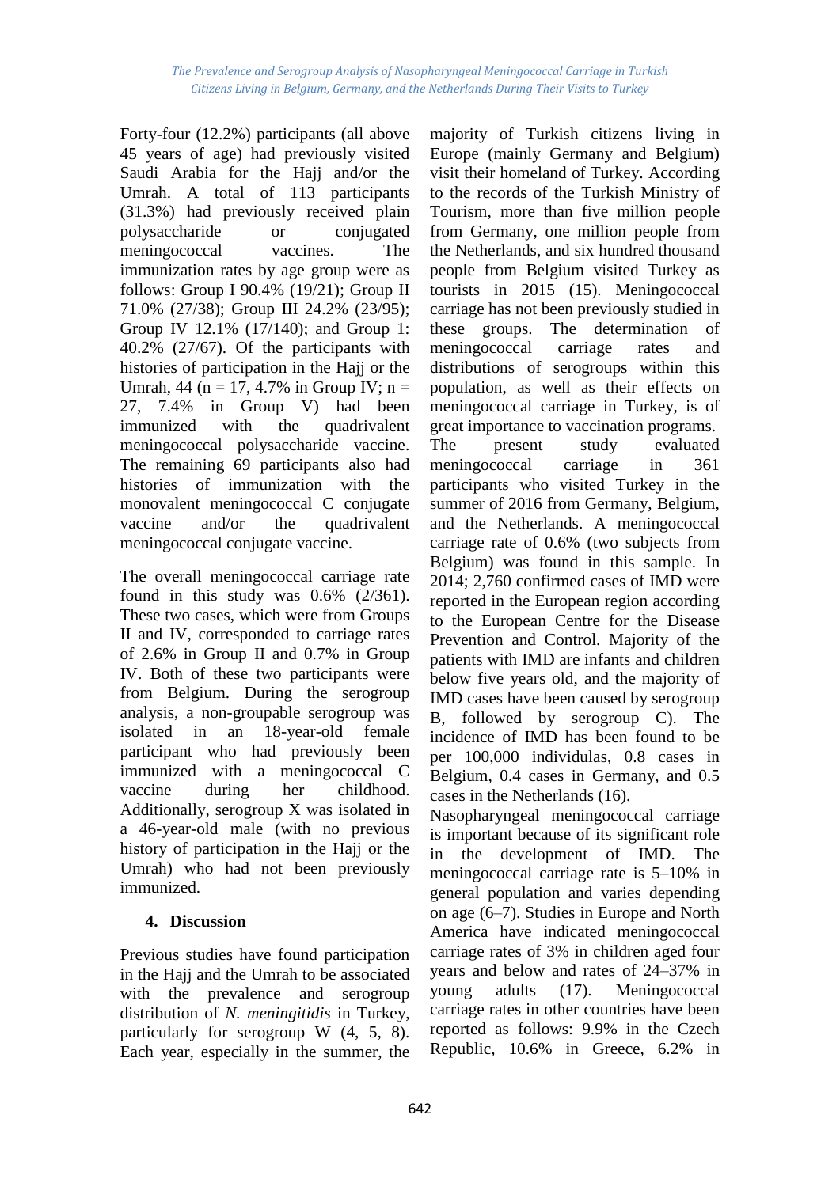Forty-four (12.2%) participants (all above 45 years of age) had previously visited Saudi Arabia for the Hajj and/or the Umrah. A total of 113 participants (31.3%) had previously received plain polysaccharide or conjugated meningococcal vaccines. The immunization rates by age group were as follows: Group I 90.4% (19/21); Group II 71.0% (27/38); Group III 24.2% (23/95); Group IV 12.1% (17/140); and Group 1: 40.2% (27/67). Of the participants with histories of participation in the Hajj or the Umrah, 44 (n = 17, 4.7% in Group IV; n = 27, 7.4% in Group V) had been immunized with the quadrivalent meningococcal polysaccharide vaccine. The remaining 69 participants also had histories of immunization with the monovalent meningococcal C conjugate vaccine and/or the quadrivalent meningococcal conjugate vaccine.

The overall meningococcal carriage rate found in this study was 0.6% (2/361). These two cases, which were from Groups II and IV, corresponded to carriage rates of 2.6% in Group II and 0.7% in Group IV. Both of these two participants were from Belgium. During the serogroup analysis, a non-groupable serogroup was isolated in an 18-year-old female participant who had previously been immunized with a meningococcal C vaccine during her childhood. Additionally, serogroup X was isolated in a 46-year-old male (with no previous history of participation in the Hajj or the Umrah) who had not been previously immunized.

## 4. Discussion

Previous studies have found participation in the Hajj and the Umrah to be associated with the prevalence and serogroup distribution of *N. meningitidis* in Turkey, particularly for serogroup W (4, 5, 8). Each year, especially in the summer, the majority of Turkish citizens living in Europe (mainly Germany and Belgium) visit their homeland of Turkey. According to the records of the Turkish Ministry of Tourism, more than five million people from Germany, one million people from the Netherlands, and six hundred thousand people from Belgium visited Turkey as tourists in 2015 (15). Meningococcal carriage has not been previously studied in these groups. The determination of meningococcal carriage rates and distributions of serogroups within this population, as well as their effects on meningococcal carriage in Turkey, is of great importance to vaccination programs. The present study evaluated meningococcal carriage in 361 participants who visited Turkey in the summer of 2016 from Germany, Belgium, and the Netherlands. A meningococcal carriage rate of 0.6% (two subjects from Belgium) was found in this sample. In 2014; 2,760 confirmed cases of IMD were reported in the European region according to the European Centre for the Disease Prevention and Control. Majority of the patients with IMD are infants and children below five years old, and the majority of IMD cases have been caused by serogroup B, followed by serogroup C). The incidence of IMD has been found to be per 100,000 individulas, 0.8 cases in Belgium, 0.4 cases in Germany, and 0.5 cases in the Netherlands (16).

Nasopharyngeal meningococcal carriage is important because of its significant role in the development of IMD. The meningococcal carriage rate is 5–10% in general population and varies depending on age (6–7). Studies in Europe and North America have indicated meningococcal carriage rates of 3% in children aged four years and below and rates of 24–37% in young adults (17). Meningococcal carriage rates in other countries have been reported as follows: 9.9% in the Czech Republic, 10.6% in Greece, 6.2% in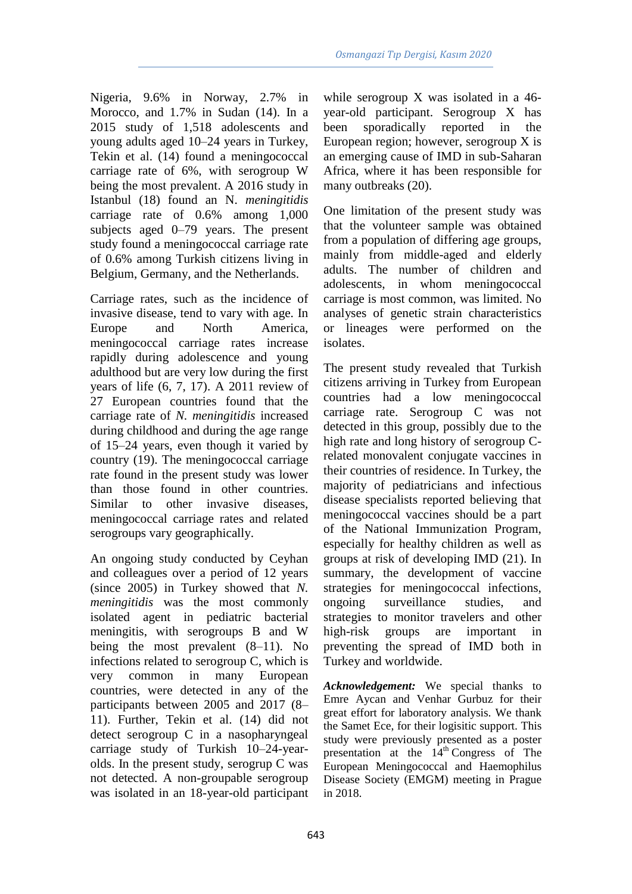Nigeria, 9.6% in Norway, 2.7% in Morocco, and 1.7% in Sudan (14). In a 2015 study of 1,518 adolescents and young adults aged 10–24 years in Turkey, Tekin et al. (14) found a meningococcal carriage rate of 6%, with serogroup W being the most prevalent. A 2016 study in Istanbul (18) found an N. *meningitidis* carriage rate of 0.6% among 1,000 subjects aged 0–79 years. The present study found a meningococcal carriage rate of 0.6% among Turkish citizens living in Belgium, Germany, and the Netherlands.

Carriage rates, such as the incidence of invasive disease, tend to vary with age. In Europe and North America, meningococcal carriage rates increase rapidly during adolescence and young adulthood but are very low during the first years of life (6, 7, 17). A 2011 review of 27 European countries found that the carriage rate of *N. meningitidis* increased during childhood and during the age range of 15–24 years, even though it varied by country (19). The meningococcal carriage rate found in the present study was lower than those found in other countries. Similar to other invasive diseases, meningococcal carriage rates and related serogroups vary geographically.

An ongoing study conducted by Ceyhan and colleagues over a period of 12 years (since 2005) in Turkey showed that *N. meningitidis* was the most commonly isolated agent in pediatric bacterial meningitis, with serogroups B and W being the most prevalent (8–11). No infections related to serogroup C, which is very common in many European countries, were detected in any of the participants between 2005 and 2017 (8–11). Further, Tekin et al. (14) did not detect serogroup C in a nasopharyngeal carriage study of Turkish 10–24-year-olds. In the present study, serogrup C was not detected. A non-groupable serogroup was isolated in an 18-year-old participant while serogroup X was isolated in a 46-year-old participant. Serogroup X has been sporadically reported in the European region; however, serogroup X is an emerging cause of IMD in sub-Saharan Africa, where it has been responsible for many outbreaks (20).

One limitation of the present study was that the volunteer sample was obtained from a population of differing age groups, mainly from middle-aged and elderly adults. The number of children and adolescents, in whom meningococcal carriage is most common, was limited. No analyses of genetic strain characteristics or lineages were performed on the isolates.

The present study revealed that Turkish citizens arriving in Turkey from European countries had a low meningococcal carriage rate. Serogroup C was not detected in this group, possibly due to the high rate and long history of serogroup C-related monovalent conjugate vaccines in their countries of residence. In Turkey, the majority of pediatricians and infectious disease specialists reported believing that meningococcal vaccines should be a part of the National Immunization Program, especially for healthy children as well as groups at risk of developing IMD (21). In summary, the development of vaccine strategies for meningococcal infections, ongoing surveillance studies, and strategies to monitor travelers and other high-risk groups are important in preventing the spread of IMD both in Turkey and worldwide.

***Acknowledgement:*** We special thanks to Emre Aycan and Venhar Gurbuz for their great effort for laboratory analysis. We thank the Samet Ece, for their logisitic support. This study were previously presented as a poster presentation at the 14th Congress of The European Meningococcal and Haemophilus Disease Society (EMGM) meeting in Prague in 2018.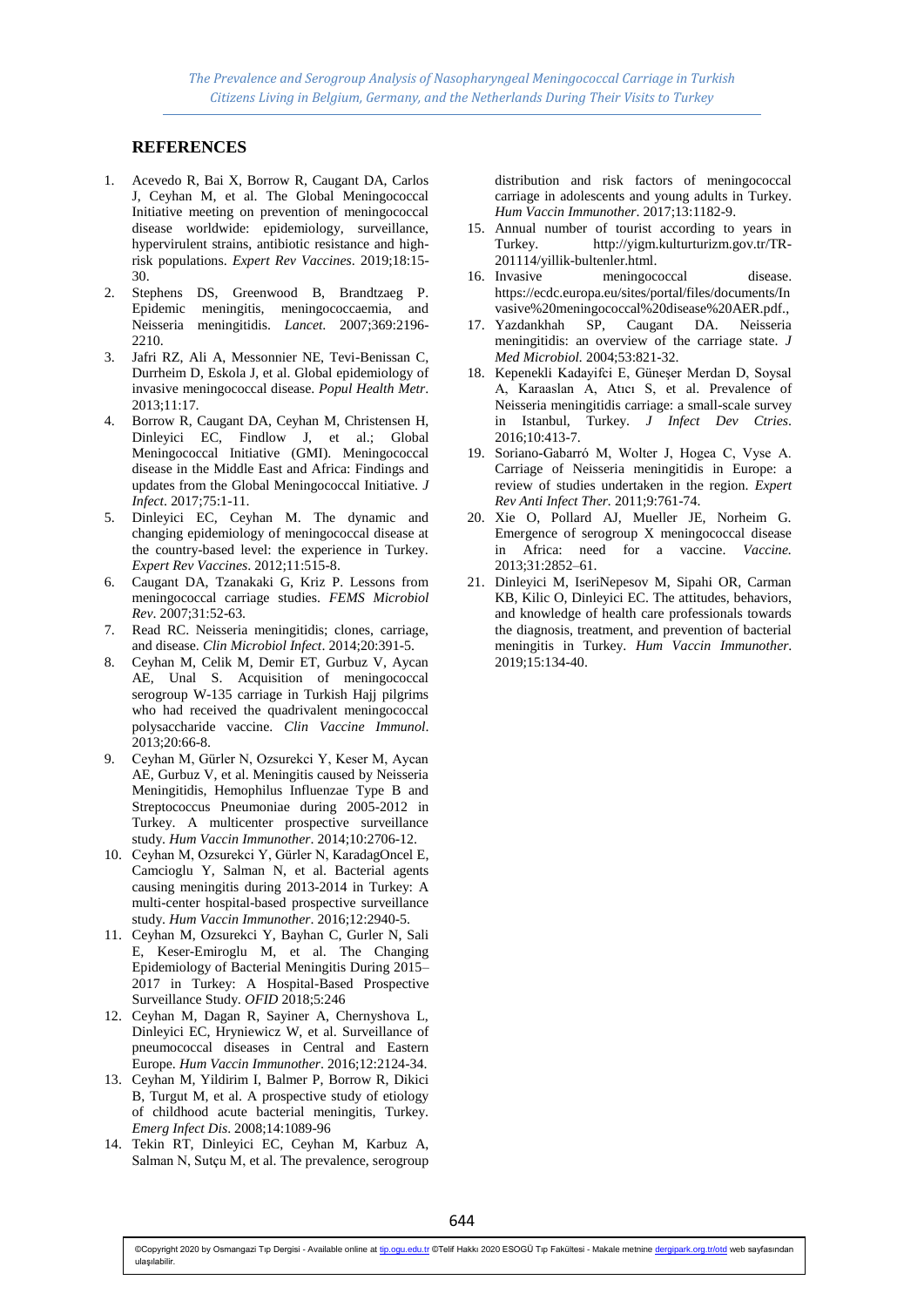## REFERENCES

1. Acevedo R, Bai X, Borrow R, Caugant DA, Carlos J, Ceyhan M, et al. The Global Meningococcal Initiative meeting on prevention of meningococcal disease worldwide: epidemiology, surveillance, hypervirulent strains, antibiotic resistance and high-risk populations. *Expert Rev Vaccines*. 2019;18:15-30.
2. Stephens DS, Greenwood B, Brandtzaeg P. Epidemic meningitis, meningococcaemia, and Neisseria meningitidis. *Lancet.* 2007;369:2196-2210.
3. Jafri RZ, Ali A, Messonnier NE, Tevi-Benissan C, Durrheim D, Eskola J, et al. Global epidemiology of invasive meningococcal disease. *Popul Health Metr*. 2013;11:17.
4. Borrow R, Caugant DA, Ceyhan M, Christensen H, Dinleyici EC, Findlow J, et al.; Global Meningococcal Initiative (GMI). Meningococcal disease in the Middle East and Africa: Findings and updates from the Global Meningococcal Initiative. *J Infect*. 2017;75:1-11.
5. Dinleyici EC, Ceyhan M. The dynamic and changing epidemiology of meningococcal disease at the country-based level: the experience in Turkey. *Expert Rev Vaccines*. 2012;11:515-8.
6. Caugant DA, Tzanakaki G, Kriz P. Lessons from meningococcal carriage studies. *FEMS Microbiol Rev*. 2007;31:52-63.
7. Read RC. Neisseria meningitidis; clones, carriage, and disease. *Clin Microbiol Infect*. 2014;20:391-5.
8. Ceyhan M, Celik M, Demir ET, Gurbuz V, Aycan AE, Unal S. Acquisition of meningococcal serogroup W-135 carriage in Turkish Hajj pilgrims who had received the quadrivalent meningococcal polysaccharide vaccine. *Clin Vaccine Immunol*. 2013;20:66-8.
9. Ceyhan M, Gürler N, Ozsurekci Y, Keser M, Aycan AE, Gurbuz V, et al. Meningitis caused by Neisseria Meningitidis, Hemophilus Influenzae Type B and Streptococcus Pneumoniae during 2005-2012 in Turkey. A multicenter prospective surveillance study. *Hum Vaccin Immunother*. 2014;10:2706-12.
10. Ceyhan M, Ozsurekci Y, Gürler N, KaradagOncel E, Camcioglu Y, Salman N, et al. Bacterial agents causing meningitis during 2013-2014 in Turkey: A multi-center hospital-based prospective surveillance study. *Hum Vaccin Immunother*. 2016;12:2940-5.
11. Ceyhan M, Ozsurekci Y, Bayhan C, Gurler N, Sali E, Keser-Emiroglu M, et al. The Changing Epidemiology of Bacterial Meningitis During 2015–2017 in Turkey: A Hospital-Based Prospective Surveillance Study. *OFID* 2018;5:246
12. Ceyhan M, Dagan R, Sayiner A, Chernyshova L, Dinleyici EC, Hryniewicz W, et al. Surveillance of pneumococcal diseases in Central and Eastern Europe. *Hum Vaccin Immunother*. 2016;12:2124-34.
13. Ceyhan M, Yildirim I, Balmer P, Borrow R, Dikici B, Turgut M, et al. A prospective study of etiology of childhood acute bacterial meningitis, Turkey. *Emerg Infect Dis*. 2008;14:1089-96
14. Tekin RT, Dinleyici EC, Ceyhan M, Karbuz A, Salman N, Sutçu M, et al. The prevalence, serogroup distribution and risk factors of meningococcal carriage in adolescents and young adults in Turkey. *Hum Vaccin Immunother*. 2017;13:1182-9.
15. Annual number of tourist according to years in Turkey. http://yigm.kulturturizm.gov.tr/TR-201114/yillik-bultenler.html.
16. Invasive meningococcal disease. https://ecdc.europa.eu/sites/portal/files/documents/Invasive%20meningococcal%20disease%20AER.pdf.,
17. Yazdankhah SP, Caugant DA. Neisseria meningitidis: an overview of the carriage state. *J Med Microbiol.* 2004;53:821-32.
18. Kepenekli Kadayifci E, Güneşer Merdan D, Soysal A, Karaaslan A, Atıcı S, et al. Prevalence of Neisseria meningitidis carriage: a small-scale survey in Istanbul, Turkey. *J Infect Dev Ctries*. 2016;10:413-7.
19. Soriano-Gabarró M, Wolter J, Hogea C, Vyse A. Carriage of Neisseria meningitidis in Europe: a review of studies undertaken in the region. *Expert Rev Anti Infect Ther.* 2011;9:761-74.
20. Xie O, Pollard AJ, Mueller JE, Norheim G. Emergence of serogroup X meningococcal disease in Africa: need for a vaccine. *Vaccine.* 2013;31:2852–61.
21. Dinleyici M, IseriNepesov M, Sipahi OR, Carman KB, Kilic O, Dinleyici EC. The attitudes, behaviors, and knowledge of health care professionals towards the diagnosis, treatment, and prevention of bacterial meningitis in Turkey. *Hum Vaccin Immunother.* 2019;15:134-40.